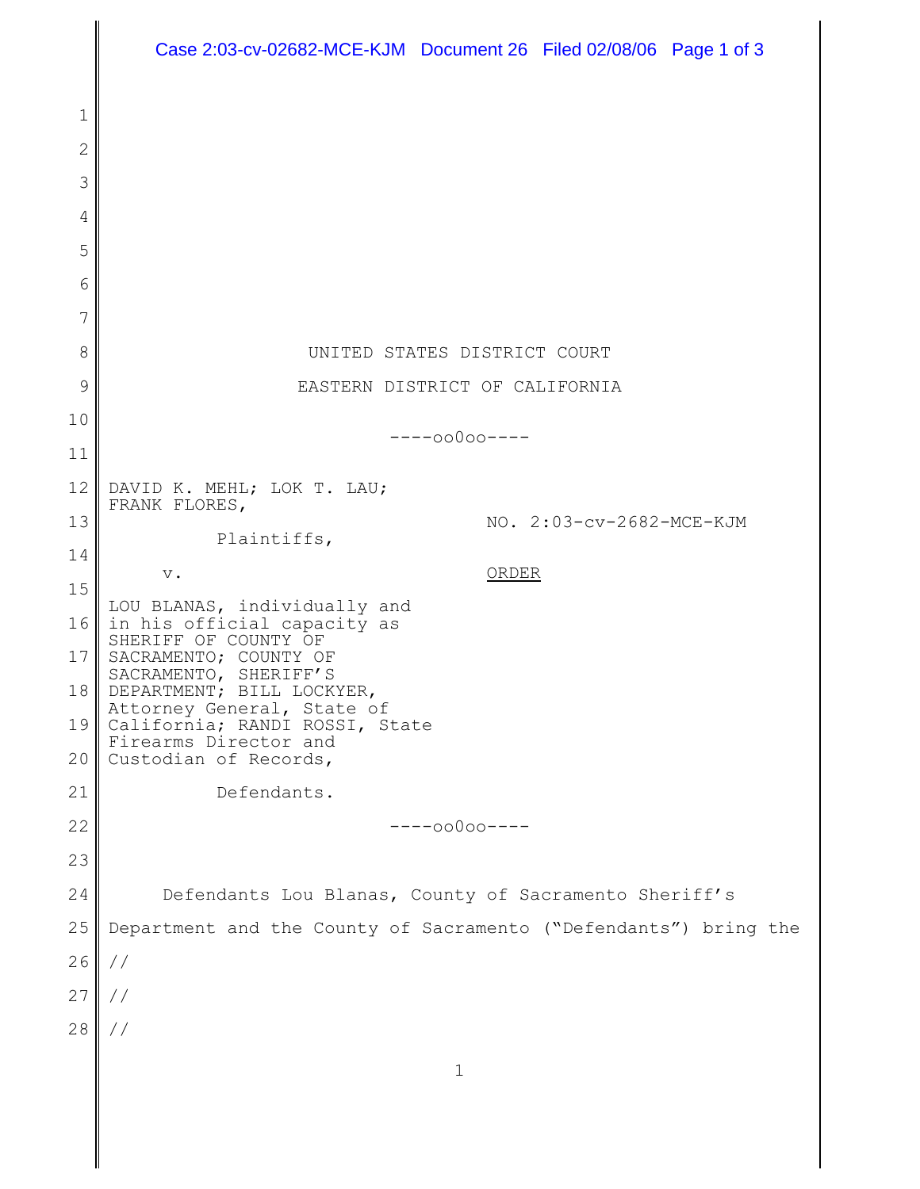UNITED STATES DISTRICT COURT

EASTERN DISTRICT OF CALIFORNIA

----oo0oo----

DAVID K. MEHL; LOK T. LAU; FRANK FLORES,

Plaintiffs,

v.

LOU BLANAS, individually and in his official capacity as SHERIFF OF COUNTY OF SACRAMENTO; COUNTY OF SACRAMENTO, SHERIFF'S DEPARTMENT; BILL LOCKYER, Attorney General, State of California; RANDI ROSSI, State Firearms Director and Custodian of Records,

Defendants.

NO. 2:03-cv-2682-MCE-KJM

ORDER

----oo0oo----

Defendants Lou Blanas, County of Sacramento Sheriff's Department and the County of Sacramento ("Defendants") bring the

//

//

//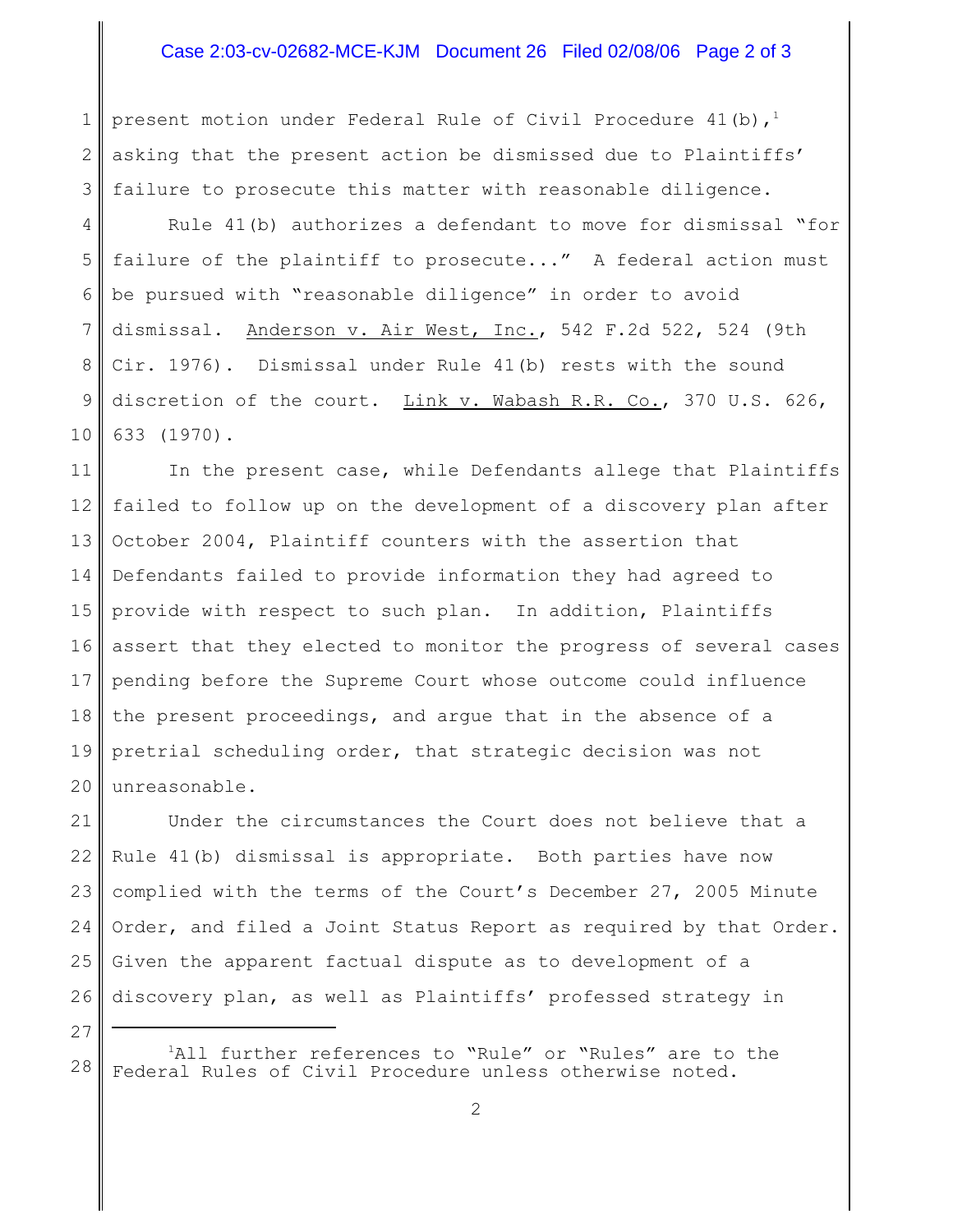present motion under Federal Rule of Civil Procedure 41(b),[1] asking that the present action be dismissed due to Plaintiffs' failure to prosecute this matter with reasonable diligence.

Rule 41(b) authorizes a defendant to move for dismissal "for failure of the plaintiff to prosecute..." A federal action must be pursued with "reasonable diligence" in order to avoid dismissal. Anderson v. Air West, Inc., 542 F.2d 522, 524 (9th Cir. 1976). Dismissal under Rule 41(b) rests with the sound discretion of the court. Link v. Wabash R.R. Co., 370 U.S. 626, 633 (1970).

In the present case, while Defendants allege that Plaintiffs failed to follow up on the development of a discovery plan after October 2004, Plaintiff counters with the assertion that Defendants failed to provide information they had agreed to provide with respect to such plan. In addition, Plaintiffs assert that they elected to monitor the progress of several cases pending before the Supreme Court whose outcome could influence the present proceedings, and argue that in the absence of a pretrial scheduling order, that strategic decision was not unreasonable.

Under the circumstances the Court does not believe that a Rule 41(b) dismissal is appropriate. Both parties have now complied with the terms of the Court's December 27, 2005 Minute Order, and filed a Joint Status Report as required by that Order. Given the apparent factual dispute as to development of a discovery plan, as well as Plaintiffs' professed strategy in

---

[1] All further references to "Rule" or "Rules" are to the Federal Rules of Civil Procedure unless otherwise noted.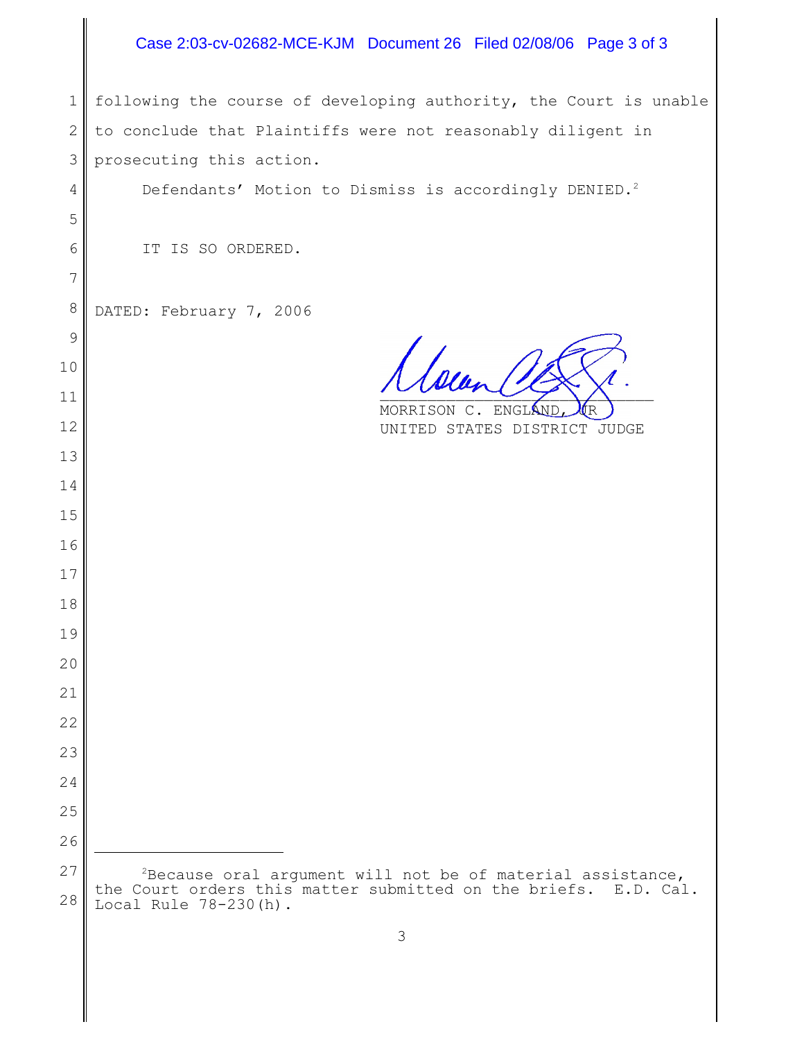following the course of developing authority, the Court is unable to conclude that Plaintiffs were not reasonably diligent in prosecuting this action.

Defendants' Motion to Dismiss is accordingly DENIED.[2]

IT IS SO ORDERED.

DATED: February 7, 2006

MORRISON C. ENGLAND, JR
UNITED STATES DISTRICT JUDGE

---

[2]Because oral argument will not be of material assistance, the Court orders this matter submitted on the briefs. E.D. Cal. Local Rule 78-230(h).